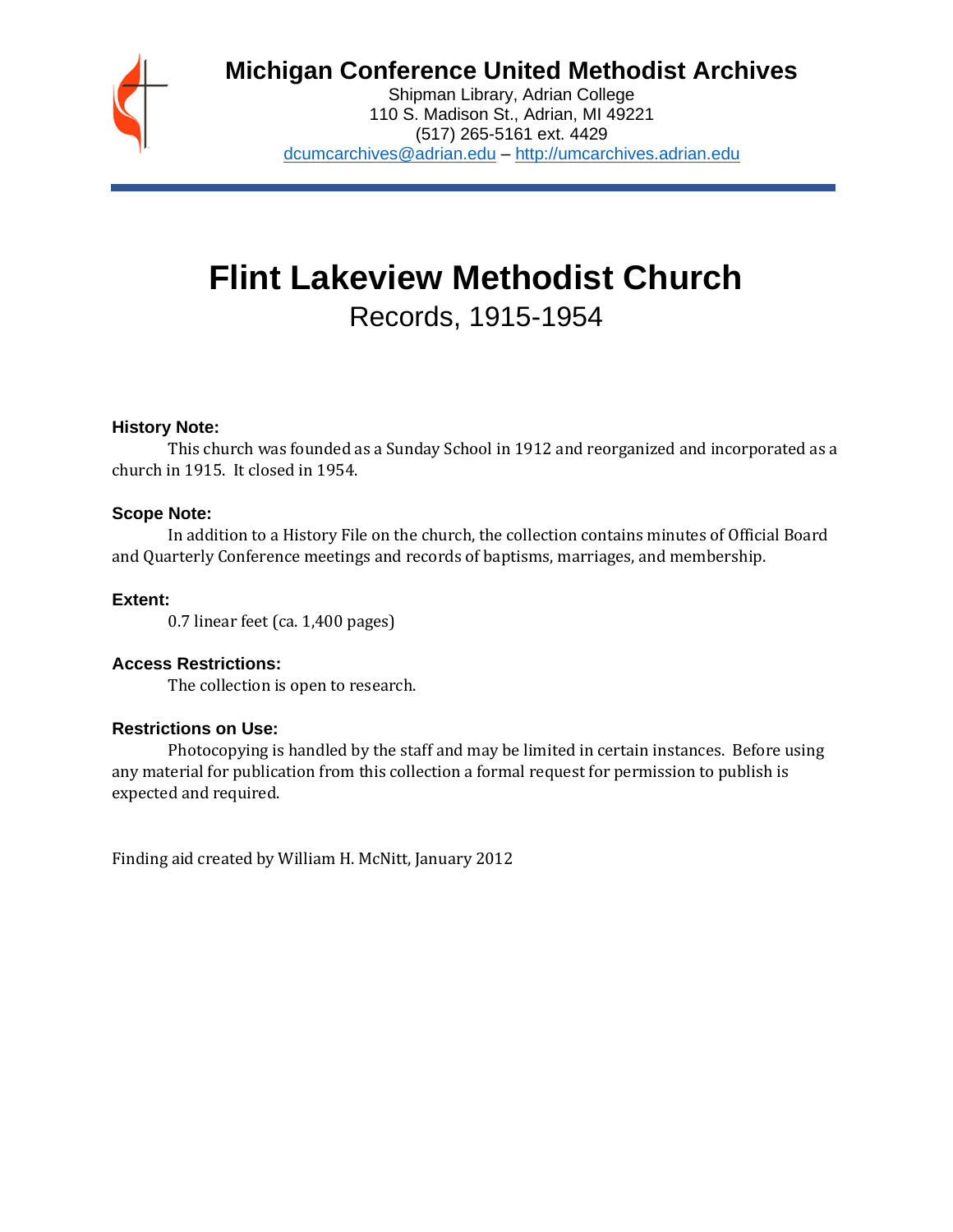# Michigan Conference United Methodist Archives

Shipman Library, Adrian College
110 S. Madison St., Adrian, MI 49221
(517) 265-5161 ext. 4429
dcumcarchives@adrian.edu – http://umcarchives.adrian.edu

# Flint Lakeview Methodist Church

## Records, 1915-1954

### History Note:

This church was founded as a Sunday School in 1912 and reorganized and incorporated as a church in 1915. It closed in 1954.

### Scope Note:

In addition to a History File on the church, the collection contains minutes of Official Board and Quarterly Conference meetings and records of baptisms, marriages, and membership.

### Extent:

0.7 linear feet (ca. 1,400 pages)

### Access Restrictions:

The collection is open to research.

### Restrictions on Use:

Photocopying is handled by the staff and may be limited in certain instances. Before using any material for publication from this collection a formal request for permission to publish is expected and required.

Finding aid created by William H. McNitt, January 2012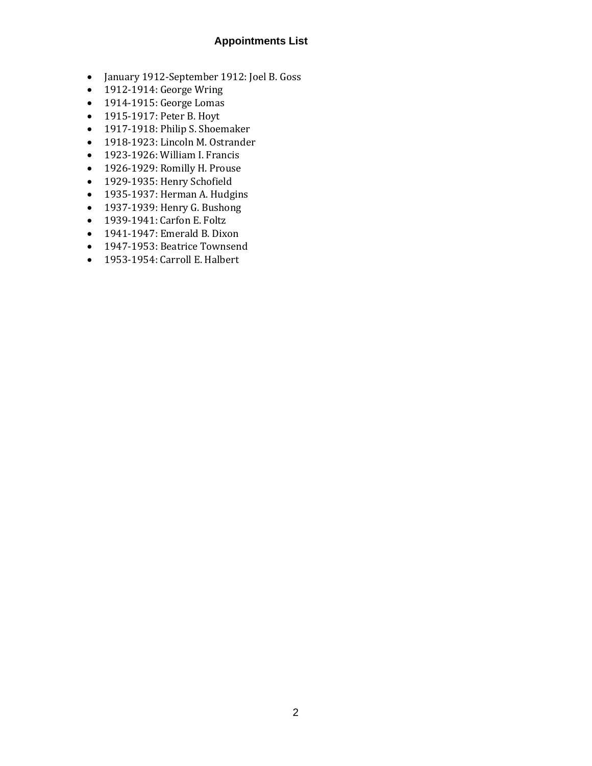## Appointments List

- January 1912-September 1912: Joel B. Goss
- 1912-1914: George Wring
- 1914-1915: George Lomas
- 1915-1917: Peter B. Hoyt
- 1917-1918: Philip S. Shoemaker
- 1918-1923: Lincoln M. Ostrander
- 1923-1926: William I. Francis
- 1926-1929: Romilly H. Prouse
- 1929-1935: Henry Schofield
- 1935-1937: Herman A. Hudgins
- 1937-1939: Henry G. Bushong
- 1939-1941: Carfon E. Foltz
- 1941-1947: Emerald B. Dixon
- 1947-1953: Beatrice Townsend
- 1953-1954: Carroll E. Halbert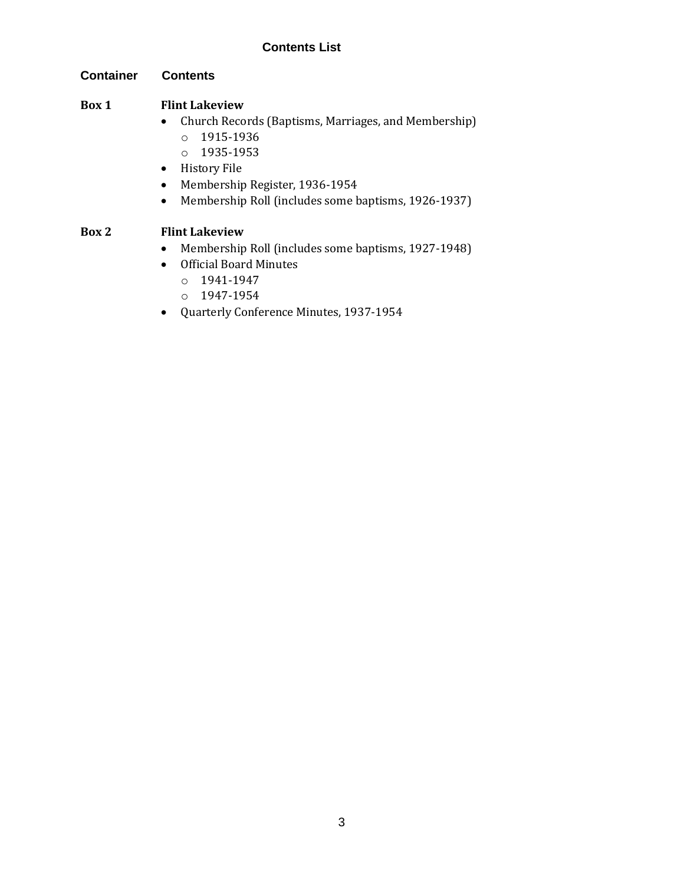## Contents List

| Container | Contents |
|---|---|
| **Box 1** | **Flint Lakeview** |

- Church Records (Baptisms, Marriages, and Membership)
  - 1915-1936
  - 1935-1953
- History File
- Membership Register, 1936-1954
- Membership Roll (includes some baptisms, 1926-1937)

| | |
|---|---|
| **Box 2** | **Flint Lakeview** |

- Membership Roll (includes some baptisms, 1927-1948)
- Official Board Minutes
  - 1941-1947
  - 1947-1954
- Quarterly Conference Minutes, 1937-1954